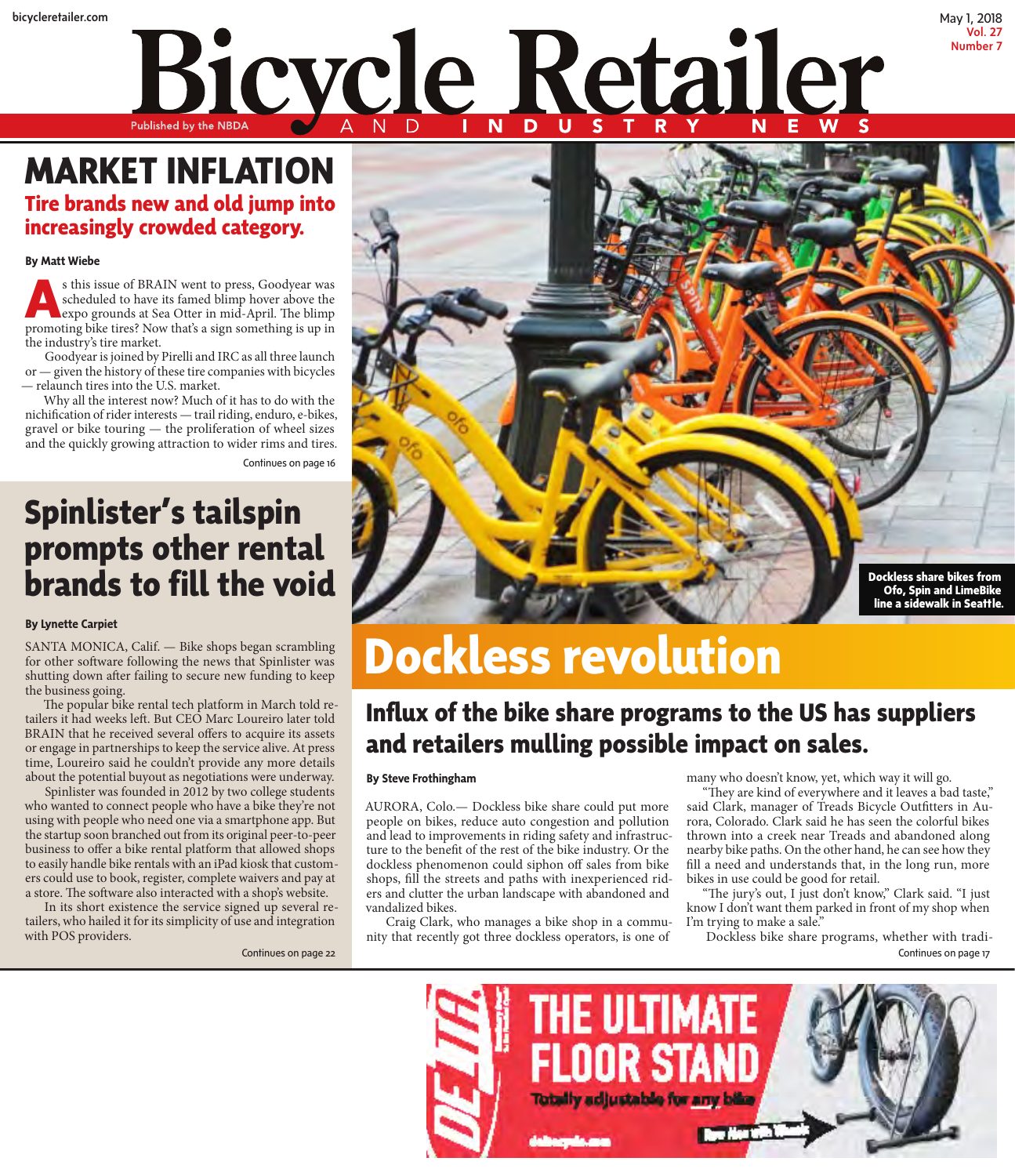# Bicycle Retailer AND INDUSTRY NEWS

Published by the NBDA

bicycleretailer.com

May 1, 2018
Vol. 27
Number 7

## MARKET INFLATION

### Tire brands new and old jump into increasingly crowded category.

**By Matt Wiebe**

As this issue of BRAIN went to press, Goodyear was scheduled to have its famed blimp hover above the expo grounds at Sea Otter in mid-April. The blimp promoting bike tires? Now that's a sign something is up in the industry's tire market.

Goodyear is joined by Pirelli and IRC as all three launch or — given the history of these tire companies with bicycles — relaunch tires into the U.S. market.

Why all the interest now? Much of it has to do with the nichification of rider interests — trail riding, enduro, e-bikes, gravel or bike touring — the proliferation of wheel sizes and the quickly growing attraction to wider rims and tires.

Continues on page 16

## Spinlister's tailspin prompts other rental brands to fill the void

**By Lynette Carpiet**

SANTA MONICA, Calif. — Bike shops began scrambling for other software following the news that Spinlister was shutting down after failing to secure new funding to keep the business going.

The popular bike rental tech platform in March told retailers it had weeks left. But CEO Marc Loureiro later told BRAIN that he received several offers to acquire its assets or engage in partnerships to keep the service alive. At press time, Loureiro said he couldn't provide any more details about the potential buyout as negotiations were underway.

Spinlister was founded in 2012 by two college students who wanted to connect people who have a bike they're not using with people who need one via a smartphone app. But the startup soon branched out from its original peer-to-peer business to offer a bike rental platform that allowed shops to easily handle bike rentals with an iPad kiosk that customers could use to book, register, complete waivers and pay at a store. The software also interacted with a shop's website.

In its short existence the service signed up several retailers, who hailed it for its simplicity of use and integration with POS providers.

Continues on page 22

Dockless share bikes from Ofo, Spin and LimeBike line a sidewalk in Seattle.

## Dockless revolution

### Influx of the bike share programs to the US has suppliers and retailers mulling possible impact on sales.

**By Steve Frothingham**

AURORA, Colo.— Dockless bike share could put more people on bikes, reduce auto congestion and pollution and lead to improvements in riding safety and infrastructure to the benefit of the rest of the bike industry. Or the dockless phenomenon could siphon off sales from bike shops, fill the streets and paths with inexperienced riders and clutter the urban landscape with abandoned and vandalized bikes.

Craig Clark, who manages a bike shop in a community that recently got three dockless operators, is one of many who doesn't know, yet, which way it will go.

"They are kind of everywhere and it leaves a bad taste," said Clark, manager of Treads Bicycle Outfitters in Aurora, Colorado. Clark said he has seen the colorful bikes thrown into a creek near Treads and abandoned along nearby bike paths. On the other hand, he can see how they fill a need and understands that, in the long run, more bikes in use could be good for retail.

"The jury's out, I just don't know," Clark said. "I just know I don't want them parked in front of my shop when I'm trying to make a sale."

Dockless bike share programs, whether with tradi-

Continues on page 17

THE ULTIMATE FLOOR STAND
Totally adjustable for any bike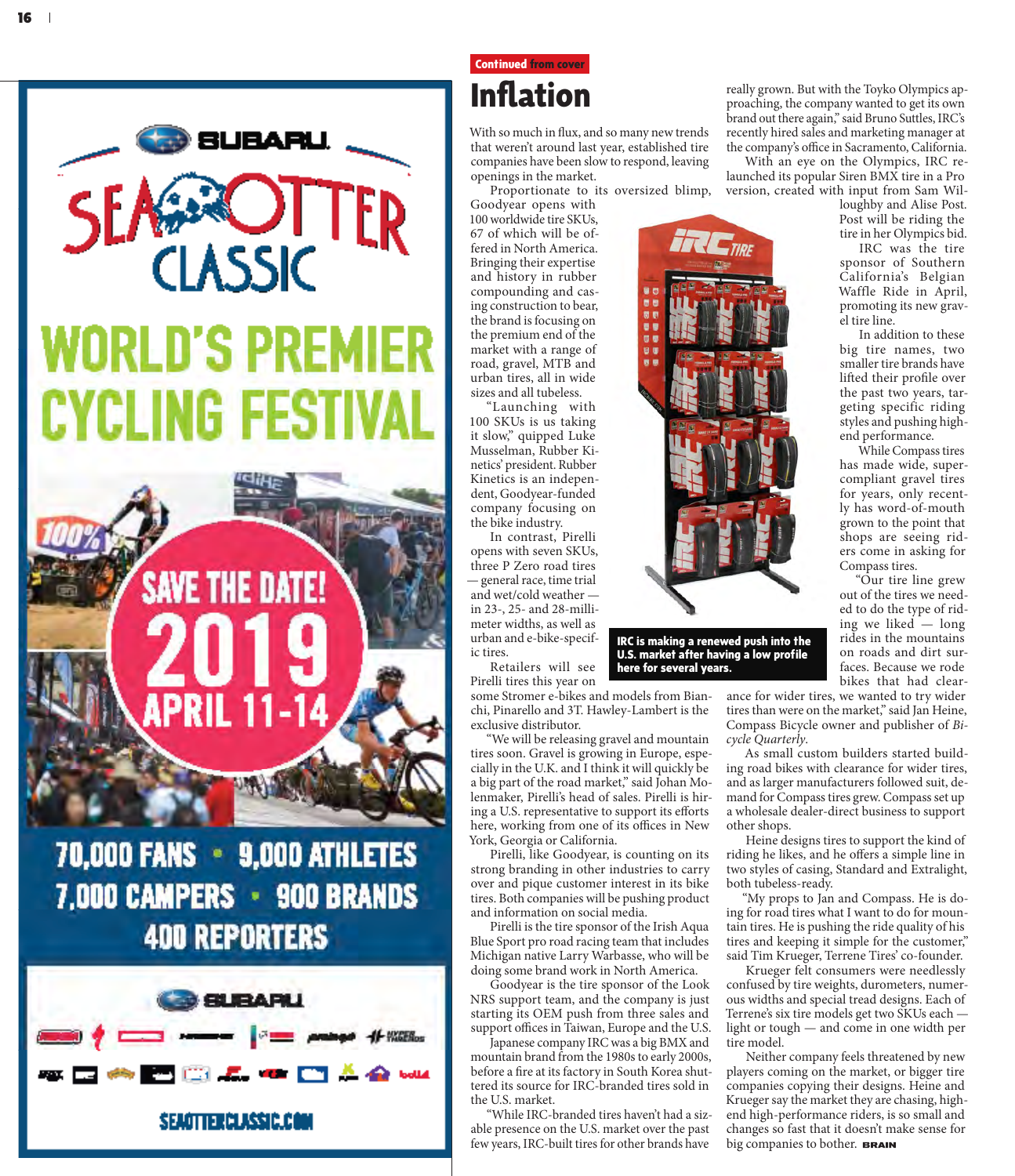Continued from cover

# Inflation

With so much in flux, and so many new trends that weren't around last year, established tire companies have been slow to respond, leaving openings in the market.

Proportionate to its oversized blimp, Goodyear opens with 100 worldwide tire SKUs, 67 of which will be offered in North America. Bringing their expertise and history in rubber compounding and casing construction to bear, the brand is focusing on the premium end of the market with a range of road, gravel, MTB and urban tires, all in wide sizes and all tubeless.

"Launching with 100 SKUs is us taking it slow," quipped Luke Musselman, Rubber Kinetics' president. Rubber Kinetics is an independent, Goodyear-funded company focusing on the bike industry.

In contrast, Pirelli opens with seven SKUs, three P Zero road tires — general race, time trial and wet/cold weather — in 23-, 25- and 28-millimeter widths, as well as urban and e-bike-specific tires.

Retailers will see Pirelli tires this year on some Stromer e-bikes and models from Bianchi, Pinarello and 3T. Hawley-Lambert is the exclusive distributor.

"We will be releasing gravel and mountain tires soon. Gravel is growing in Europe, especially in the U.K. and I think it will quickly be a big part of the road market," said Johan Molenmaker, Pirelli's head of sales. Pirelli is hiring a U.S. representative to support its efforts here, working from one of its offices in New York, Georgia or California.

Pirelli, like Goodyear, is counting on its strong branding in other industries to carry over and pique customer interest in its bike tires. Both companies will be pushing product and information on social media.

Pirelli is the tire sponsor of the Irish Aqua Blue Sport pro road racing team that includes Michigan native Larry Warbasse, who will be doing some brand work in North America.

Goodyear is the tire sponsor of the Look NRS support team, and the company is just starting its OEM push from three sales and support offices in Taiwan, Europe and the U.S.

Japanese company IRC was a big BMX and mountain brand from the 1980s to early 2000s, before a fire at its factory in South Korea shuttered its source for IRC-branded tires sold in the U.S. market.

"While IRC-branded tires haven't had a sizable presence on the U.S. market over the past few years, IRC-built tires for other brands have really grown. But with the Toyko Olympics approaching, the company wanted to get its own brand out there again," said Bruno Suttles, IRC's recently hired sales and marketing manager at the company's office in Sacramento, California.

With an eye on the Olympics, IRC relaunched its popular Siren BMX tire in a Pro version, created with input from Sam Willoughby and Alise Post. Post will be riding the tire in her Olympics bid.

IRC was the tire sponsor of Southern California's Belgian Waffle Ride in April, promoting its new gravel tire line.

**IRC is making a renewed push into the U.S. market after having a low profile here for several years.**

In addition to these big tire names, two smaller tire brands have lifted their profile over the past two years, targeting specific riding styles and pushing high-end performance.

While Compass tires has made wide, supercompliant gravel tires for years, only recently has word-of-mouth grown to the point that shops are seeing riders come in asking for Compass tires.

"Our tire line grew out of the tires we needed to do the type of riding we liked — long rides in the mountains on roads and dirt surfaces. Because we rode bikes that had clearance for wider tires, we wanted to try wider tires than were on the market," said Jan Heine, Compass Bicycle owner and publisher of *Bicycle Quarterly*.

As small custom builders started building road bikes with clearance for wider tires, and as larger manufacturers followed suit, demand for Compass tires grew. Compass set up a wholesale dealer-direct business to support other shops.

Heine designs tires to support the kind of riding he likes, and he offers a simple line in two styles of casing, Standard and Extralight, both tubeless-ready.

"My props to Jan and Compass. He is doing for road tires what I want to do for mountain tires. He is pushing the ride quality of his tires and keeping it simple for the customer," said Tim Krueger, Terrene Tires' co-founder.

Krueger felt consumers were needlessly confused by tire weights, durometers, numerous widths and special tread designs. Each of Terrene's six tire models get two SKUs each — light or tough — and come in one width per tire model.

Neither company feels threatened by new players coming on the market, or bigger tire companies copying their designs. Heine and Krueger say the market they are chasing, high-end high-performance riders, is so small and changes so fast that it doesn't make sense for big companies to bother. BRAIN

---

SUBARU SEA OTTER CLASSIC

WORLD'S PREMIER CYCLING FESTIVAL

SAVE THE DATE! 2019 APRIL 11-14

70,000 FANS • 9,000 ATHLETES
7,000 CAMPERS • 900 BRANDS
400 REPORTERS

SEAOTTERCLASSIC.COM